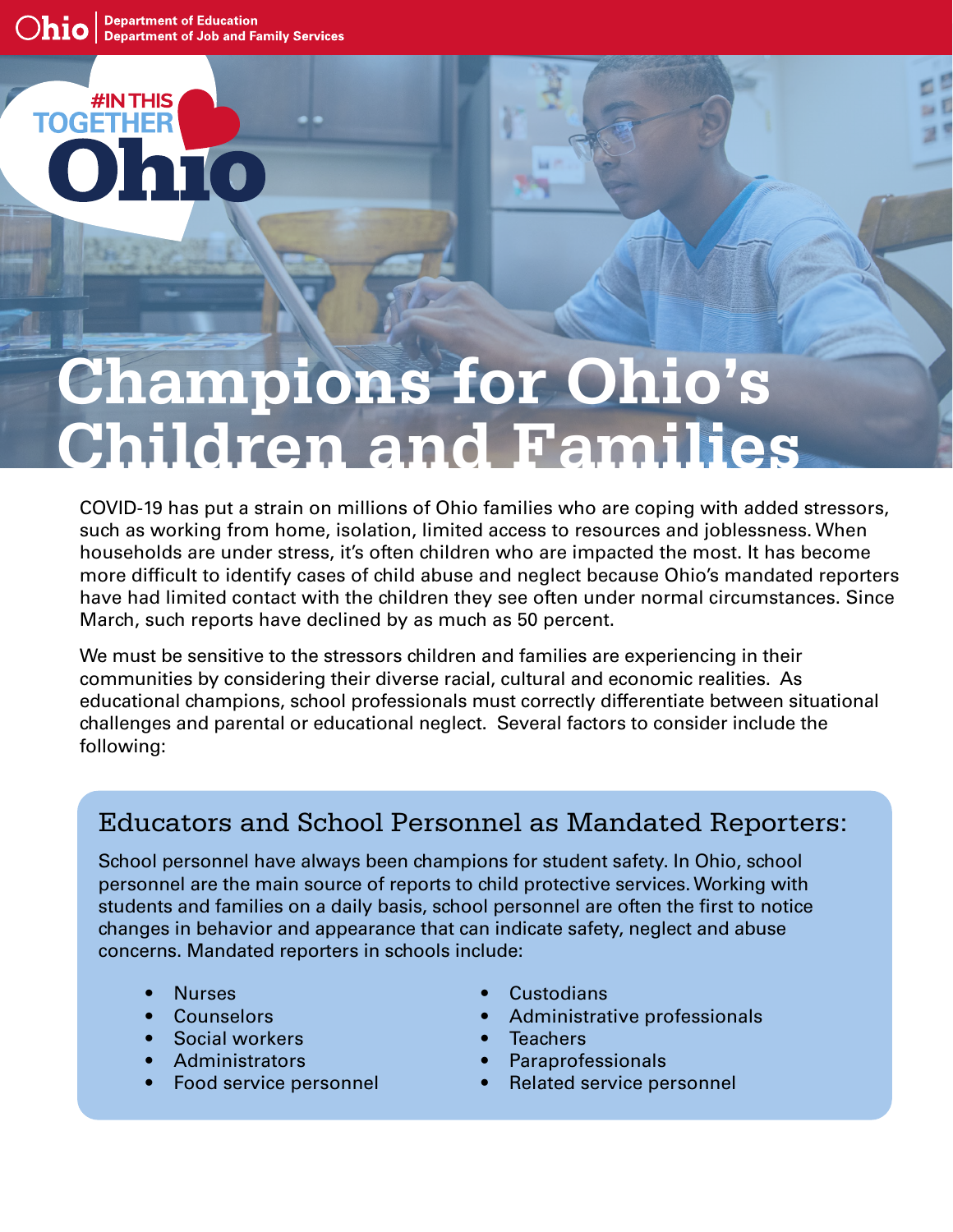Ohio | Department of Education
Department of Job and Family Services

#IN THIS TOGETHER Ohio

# Champions for Ohio's Children and Families

COVID-19 has put a strain on millions of Ohio families who are coping with added stressors, such as working from home, isolation, limited access to resources and joblessness. When households are under stress, it's often children who are impacted the most. It has become more difficult to identify cases of child abuse and neglect because Ohio's mandated reporters have had limited contact with the children they see often under normal circumstances. Since March, such reports have declined by as much as 50 percent.

We must be sensitive to the stressors children and families are experiencing in their communities by considering their diverse racial, cultural and economic realities. As educational champions, school professionals must correctly differentiate between situational challenges and parental or educational neglect. Several factors to consider include the following:

## Educators and School Personnel as Mandated Reporters:

School personnel have always been champions for student safety. In Ohio, school personnel are the main source of reports to child protective services. Working with students and families on a daily basis, school personnel are often the first to notice changes in behavior and appearance that can indicate safety, neglect and abuse concerns. Mandated reporters in schools include:

- Nurses
- Counselors
- Social workers
- Administrators
- Food service personnel
- Custodians
- Administrative professionals
- Teachers
- Paraprofessionals
- Related service personnel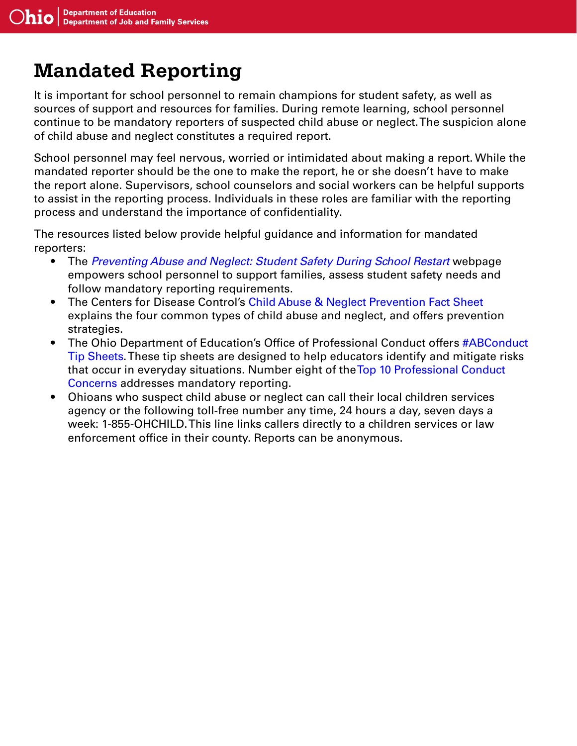# Mandated Reporting

It is important for school personnel to remain champions for student safety, as well as sources of support and resources for families. During remote learning, school personnel continue to be mandatory reporters of suspected child abuse or neglect. The suspicion alone of child abuse and neglect constitutes a required report.

School personnel may feel nervous, worried or intimidated about making a report. While the mandated reporter should be the one to make the report, he or she doesn't have to make the report alone. Supervisors, school counselors and social workers can be helpful supports to assist in the reporting process. Individuals in these roles are familiar with the reporting process and understand the importance of confidentiality.

The resources listed below provide helpful guidance and information for mandated reporters:

- The *Preventing Abuse and Neglect: Student Safety During School Restart* webpage empowers school personnel to support families, assess student safety needs and follow mandatory reporting requirements.
- The Centers for Disease Control's Child Abuse & Neglect Prevention Fact Sheet explains the four common types of child abuse and neglect, and offers prevention strategies.
- The Ohio Department of Education's Office of Professional Conduct offers #ABConduct Tip Sheets. These tip sheets are designed to help educators identify and mitigate risks that occur in everyday situations. Number eight of the Top 10 Professional Conduct Concerns addresses mandatory reporting.
- Ohioans who suspect child abuse or neglect can call their local children services agency or the following toll-free number any time, 24 hours a day, seven days a week: 1-855-OHCHILD. This line links callers directly to a children services or law enforcement office in their county. Reports can be anonymous.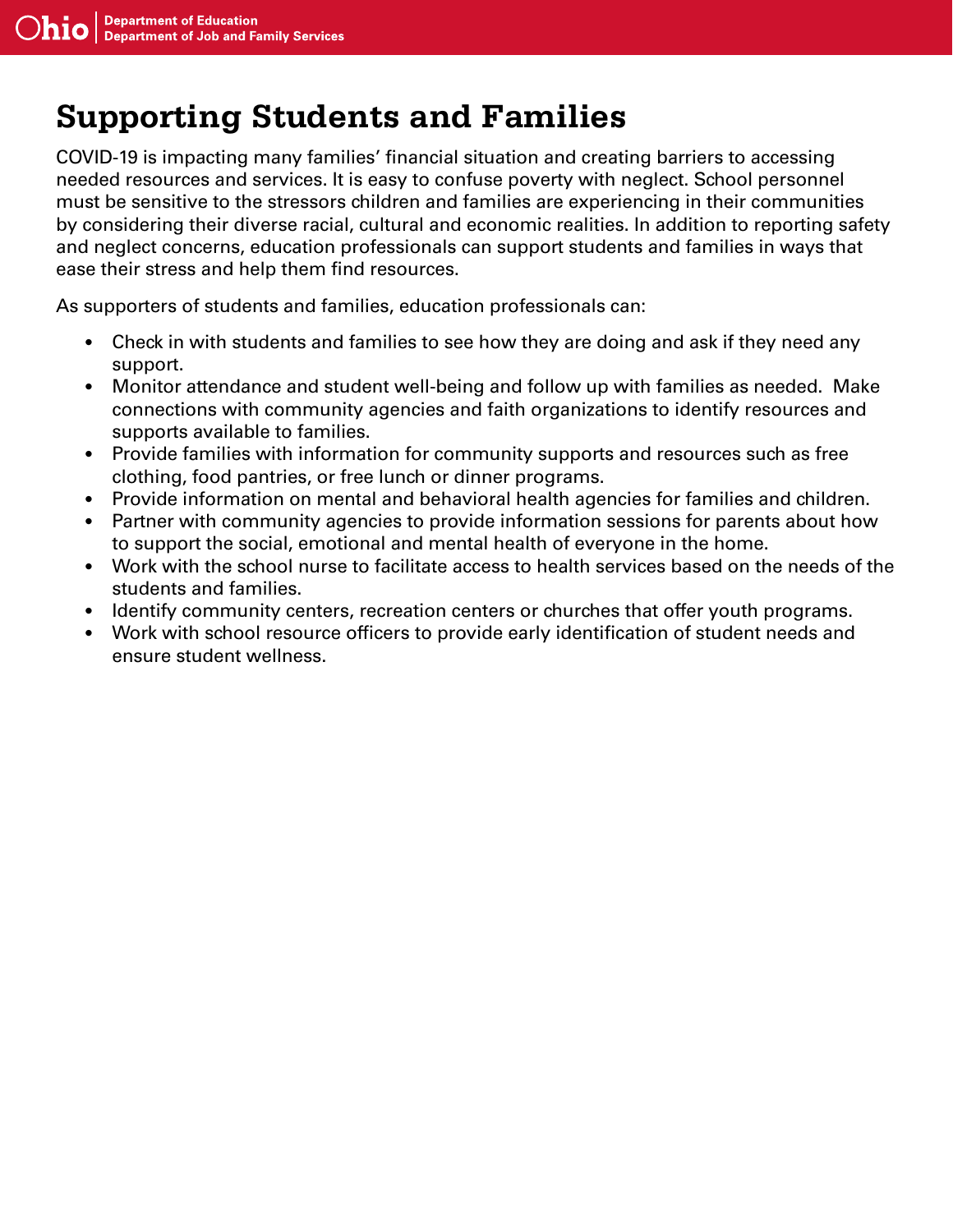# Supporting Students and Families

COVID-19 is impacting many families' financial situation and creating barriers to accessing needed resources and services. It is easy to confuse poverty with neglect. School personnel must be sensitive to the stressors children and families are experiencing in their communities by considering their diverse racial, cultural and economic realities. In addition to reporting safety and neglect concerns, education professionals can support students and families in ways that ease their stress and help them find resources.

As supporters of students and families, education professionals can:

- Check in with students and families to see how they are doing and ask if they need any support.
- Monitor attendance and student well-being and follow up with families as needed. Make connections with community agencies and faith organizations to identify resources and supports available to families.
- Provide families with information for community supports and resources such as free clothing, food pantries, or free lunch or dinner programs.
- Provide information on mental and behavioral health agencies for families and children.
- Partner with community agencies to provide information sessions for parents about how to support the social, emotional and mental health of everyone in the home.
- Work with the school nurse to facilitate access to health services based on the needs of the students and families.
- Identify community centers, recreation centers or churches that offer youth programs.
- Work with school resource officers to provide early identification of student needs and ensure student wellness.